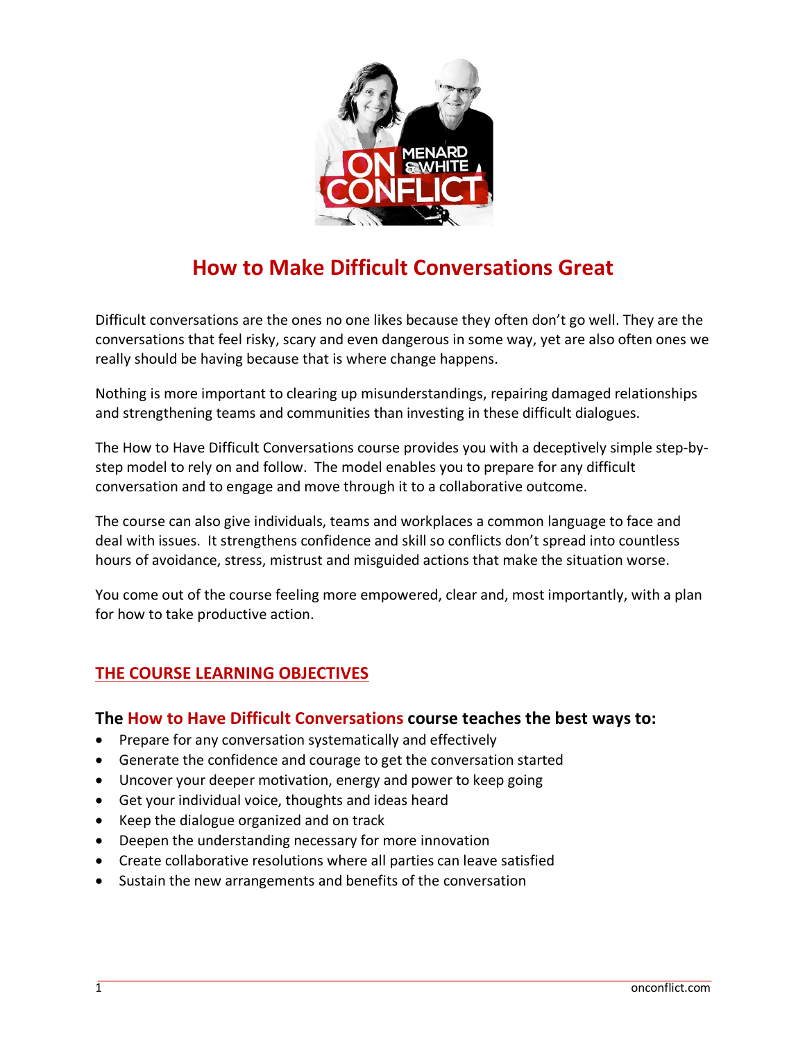# How to Make Difficult Conversations Great

Difficult conversations are the ones no one likes because they often don't go well. They are the conversations that feel risky, scary and even dangerous in some way, yet are also often ones we really should be having because that is where change happens.

Nothing is more important to clearing up misunderstandings, repairing damaged relationships and strengthening teams and communities than investing in these difficult dialogues.

The How to Have Difficult Conversations course provides you with a deceptively simple step-by-step model to rely on and follow. The model enables you to prepare for any difficult conversation and to engage and move through it to a collaborative outcome.

The course can also give individuals, teams and workplaces a common language to face and deal with issues. It strengthens confidence and skill so conflicts don't spread into countless hours of avoidance, stress, mistrust and misguided actions that make the situation worse.

You come out of the course feeling more empowered, clear and, most importantly, with a plan for how to take productive action.

## THE COURSE LEARNING OBJECTIVES

### The How to Have Difficult Conversations course teaches the best ways to:

- Prepare for any conversation systematically and effectively
- Generate the confidence and courage to get the conversation started
- Uncover your deeper motivation, energy and power to keep going
- Get your individual voice, thoughts and ideas heard
- Keep the dialogue organized and on track
- Deepen the understanding necessary for more innovation
- Create collaborative resolutions where all parties can leave satisfied
- Sustain the new arrangements and benefits of the conversation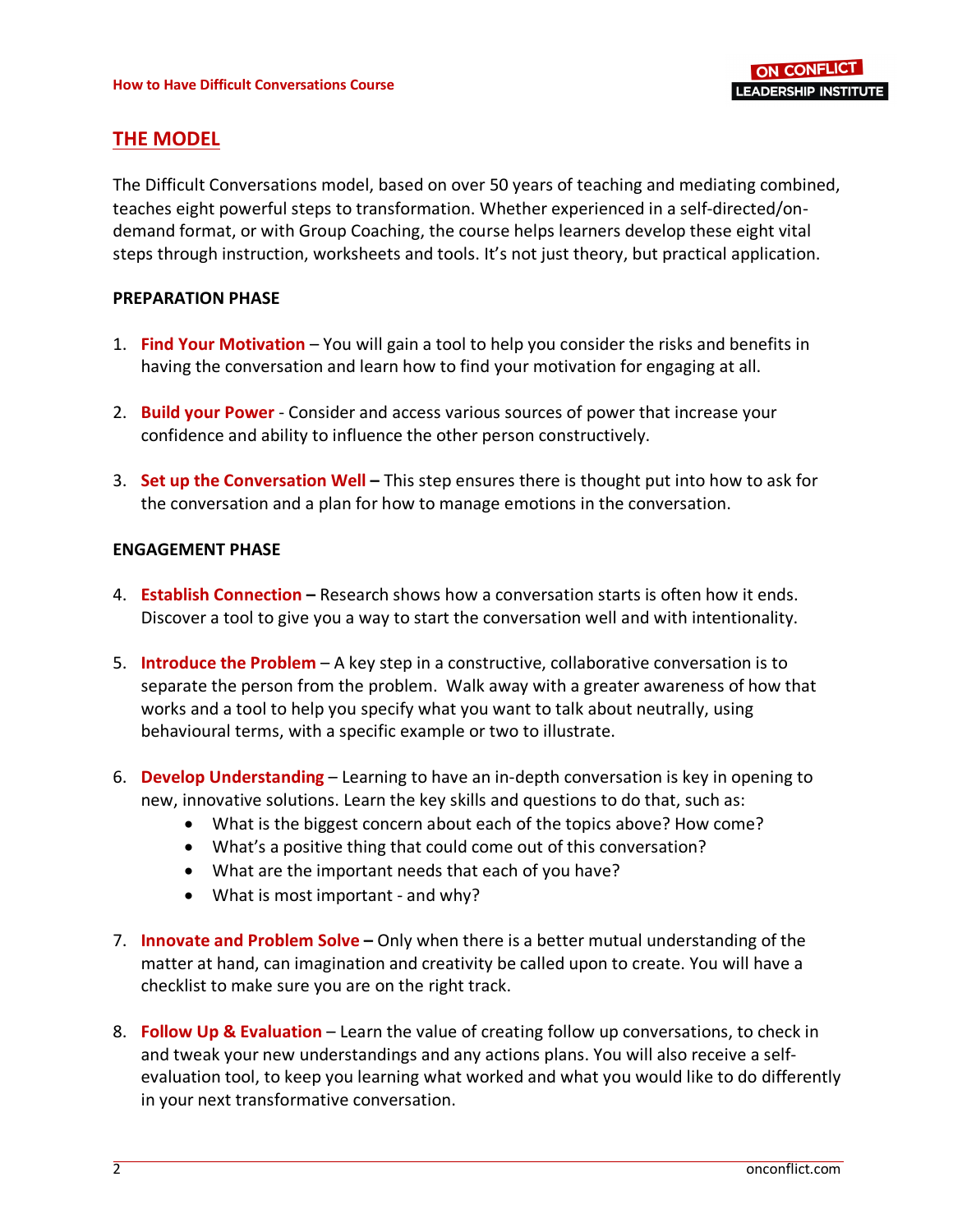## THE MODEL

The Difficult Conversations model, based on over 50 years of teaching and mediating combined, teaches eight powerful steps to transformation. Whether experienced in a self-directed/on-demand format, or with Group Coaching, the course helps learners develop these eight vital steps through instruction, worksheets and tools. It's not just theory, but practical application.

**PREPARATION PHASE**

1. **Find Your Motivation** – You will gain a tool to help you consider the risks and benefits in having the conversation and learn how to find your motivation for engaging at all.

2. **Build your Power** - Consider and access various sources of power that increase your confidence and ability to influence the other person constructively.

3. **Set up the Conversation Well –** This step ensures there is thought put into how to ask for the conversation and a plan for how to manage emotions in the conversation.

**ENGAGEMENT PHASE**

4. **Establish Connection –** Research shows how a conversation starts is often how it ends. Discover a tool to give you a way to start the conversation well and with intentionality.

5. **Introduce the Problem** – A key step in a constructive, collaborative conversation is to separate the person from the problem. Walk away with a greater awareness of how that works and a tool to help you specify what you want to talk about neutrally, using behavioural terms, with a specific example or two to illustrate.

6. **Develop Understanding** – Learning to have an in-depth conversation is key in opening to new, innovative solutions. Learn the key skills and questions to do that, such as:
   - What is the biggest concern about each of the topics above? How come?
   - What's a positive thing that could come out of this conversation?
   - What are the important needs that each of you have?
   - What is most important - and why?

7. **Innovate and Problem Solve –** Only when there is a better mutual understanding of the matter at hand, can imagination and creativity be called upon to create. You will have a checklist to make sure you are on the right track.

8. **Follow Up & Evaluation** – Learn the value of creating follow up conversations, to check in and tweak your new understandings and any actions plans. You will also receive a self-evaluation tool, to keep you learning what worked and what you would like to do differently in your next transformative conversation.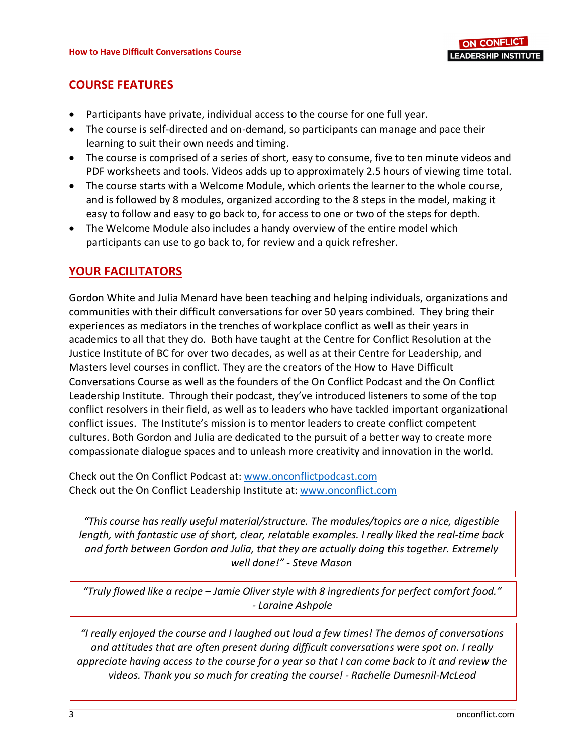## COURSE FEATURES

- Participants have private, individual access to the course for one full year.
- The course is self-directed and on-demand, so participants can manage and pace their learning to suit their own needs and timing.
- The course is comprised of a series of short, easy to consume, five to ten minute videos and PDF worksheets and tools. Videos adds up to approximately 2.5 hours of viewing time total.
- The course starts with a Welcome Module, which orients the learner to the whole course, and is followed by 8 modules, organized according to the 8 steps in the model, making it easy to follow and easy to go back to, for access to one or two of the steps for depth.
- The Welcome Module also includes a handy overview of the entire model which participants can use to go back to, for review and a quick refresher.

## YOUR FACILITATORS

Gordon White and Julia Menard have been teaching and helping individuals, organizations and communities with their difficult conversations for over 50 years combined. They bring their experiences as mediators in the trenches of workplace conflict as well as their years in academics to all that they do. Both have taught at the Centre for Conflict Resolution at the Justice Institute of BC for over two decades, as well as at their Centre for Leadership, and Masters level courses in conflict. They are the creators of the How to Have Difficult Conversations Course as well as the founders of the On Conflict Podcast and the On Conflict Leadership Institute. Through their podcast, they've introduced listeners to some of the top conflict resolvers in their field, as well as to leaders who have tackled important organizational conflict issues. The Institute's mission is to mentor leaders to create conflict competent cultures. Both Gordon and Julia are dedicated to the pursuit of a better way to create more compassionate dialogue spaces and to unleash more creativity and innovation in the world.

Check out the On Conflict Podcast at: www.onconflictpodcast.com
Check out the On Conflict Leadership Institute at: www.onconflict.com

> *"This course has really useful material/structure. The modules/topics are a nice, digestible length, with fantastic use of short, clear, relatable examples. I really liked the real-time back and forth between Gordon and Julia, that they are actually doing this together. Extremely well done!" - Steve Mason*

> *"Truly flowed like a recipe – Jamie Oliver style with 8 ingredients for perfect comfort food." - Laraine Ashpole*

> *"I really enjoyed the course and I laughed out loud a few times! The demos of conversations and attitudes that are often present during difficult conversations were spot on. I really appreciate having access to the course for a year so that I can come back to it and review the videos. Thank you so much for creating the course! - Rachelle Dumesnil-McLeod*